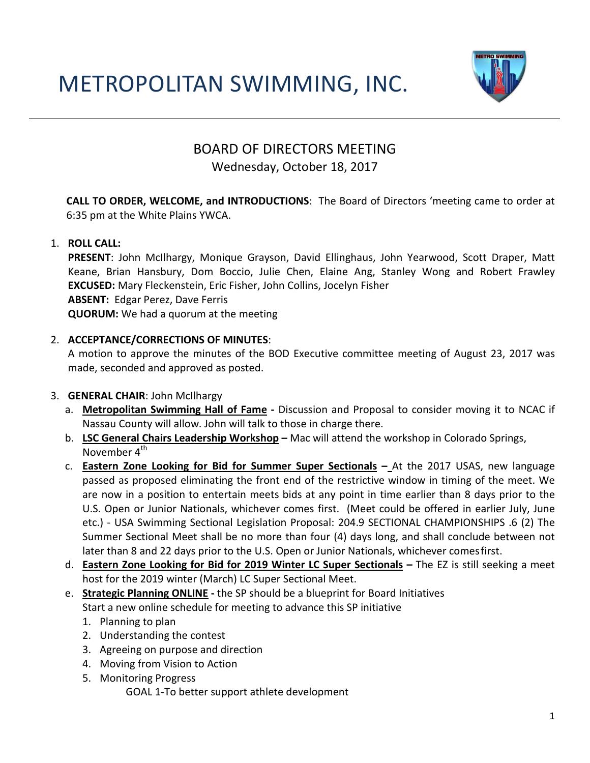# METROPOLITAN SWIMMING, INC.

## BOARD OF DIRECTORS MEETING

Wednesday, October 18, 2017

**CALL TO ORDER, WELCOME, and INTRODUCTIONS**: The Board of Directors 'meeting came to order at 6:35 pm at the White Plains YWCA.

1. **ROLL CALL:**
   **PRESENT**: John McIlhargy, Monique Grayson, David Ellinghaus, John Yearwood, Scott Draper, Matt Keane, Brian Hansbury, Dom Boccio, Julie Chen, Elaine Ang, Stanley Wong and Robert Frawley
   **EXCUSED:** Mary Fleckenstein, Eric Fisher, John Collins, Jocelyn Fisher
   **ABSENT:** Edgar Perez, Dave Ferris
   **QUORUM:** We had a quorum at the meeting

2. **ACCEPTANCE/CORRECTIONS OF MINUTES**:
   A motion to approve the minutes of the BOD Executive committee meeting of August 23, 2017 was made, seconded and approved as posted.

3. **GENERAL CHAIR**: John McIlhargy
   a. **Metropolitan Swimming Hall of Fame -** Discussion and Proposal to consider moving it to NCAC if Nassau County will allow. John will talk to those in charge there.
   b. **LSC General Chairs Leadership Workshop –** Mac will attend the workshop in Colorado Springs, November 4th
   c. **Eastern Zone Looking for Bid for Summer Super Sectionals –** At the 2017 USAS, new language passed as proposed eliminating the front end of the restrictive window in timing of the meet. We are now in a position to entertain meets bids at any point in time earlier than 8 days prior to the U.S. Open or Junior Nationals, whichever comes first. (Meet could be offered in earlier July, June etc.) - USA Swimming Sectional Legislation Proposal: 204.9 SECTIONAL CHAMPIONSHIPS .6 (2) The Summer Sectional Meet shall be no more than four (4) days long, and shall conclude between not later than 8 and 22 days prior to the U.S. Open or Junior Nationals, whichever comes first.
   d. **Eastern Zone Looking for Bid for 2019 Winter LC Super Sectionals –** The EZ is still seeking a meet host for the 2019 winter (March) LC Super Sectional Meet.
   e. **Strategic Planning ONLINE -** the SP should be a blueprint for Board Initiatives
   Start a new online schedule for meeting to advance this SP initiative
      1. Planning to plan
      2. Understanding the contest
      3. Agreeing on purpose and direction
      4. Moving from Vision to Action
      5. Monitoring Progress

         GOAL 1-To better support athlete development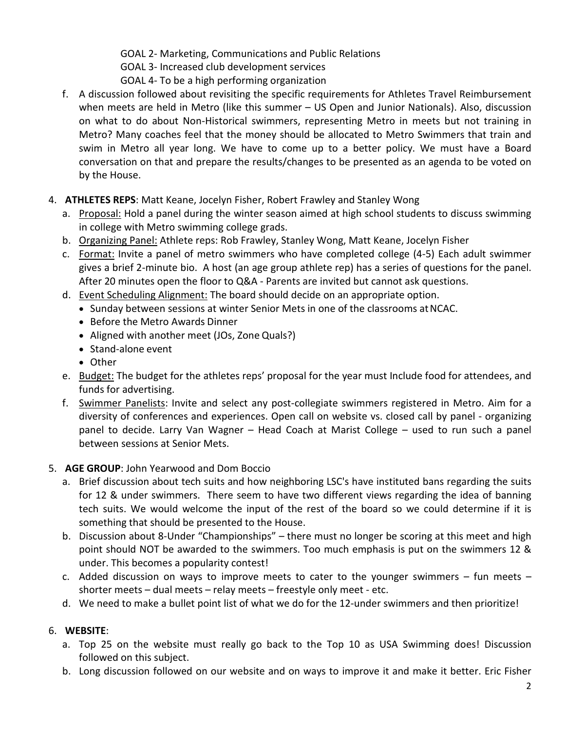GOAL 2- Marketing, Communications and Public Relations
GOAL 3- Increased club development services
GOAL 4- To be a high performing organization

f. A discussion followed about revisiting the specific requirements for Athletes Travel Reimbursement when meets are held in Metro (like this summer – US Open and Junior Nationals). Also, discussion on what to do about Non-Historical swimmers, representing Metro in meets but not training in Metro? Many coaches feel that the money should be allocated to Metro Swimmers that train and swim in Metro all year long. We have to come up to a better policy. We must have a Board conversation on that and prepare the results/changes to be presented as an agenda to be voted on by the House.

4. **ATHLETES REPS**: Matt Keane, Jocelyn Fisher, Robert Frawley and Stanley Wong
   a. Proposal: Hold a panel during the winter season aimed at high school students to discuss swimming in college with Metro swimming college grads.
   b. Organizing Panel: Athlete reps: Rob Frawley, Stanley Wong, Matt Keane, Jocelyn Fisher
   c. Format: Invite a panel of metro swimmers who have completed college (4-5) Each adult swimmer gives a brief 2-minute bio. A host (an age group athlete rep) has a series of questions for the panel. After 20 minutes open the floor to Q&A - Parents are invited but cannot ask questions.
   d. Event Scheduling Alignment: The board should decide on an appropriate option.
      - Sunday between sessions at winter Senior Mets in one of the classrooms at NCAC.
      - Before the Metro Awards Dinner
      - Aligned with another meet (JOs, Zone Quals?)
      - Stand-alone event
      - Other
   e. Budget: The budget for the athletes reps' proposal for the year must Include food for attendees, and funds for advertising.
   f. Swimmer Panelists: Invite and select any post-collegiate swimmers registered in Metro. Aim for a diversity of conferences and experiences. Open call on website vs. closed call by panel - organizing panel to decide. Larry Van Wagner – Head Coach at Marist College – used to run such a panel between sessions at Senior Mets.

5. **AGE GROUP**: John Yearwood and Dom Boccio
   a. Brief discussion about tech suits and how neighboring LSC's have instituted bans regarding the suits for 12 & under swimmers. There seem to have two different views regarding the idea of banning tech suits. We would welcome the input of the rest of the board so we could determine if it is something that should be presented to the House.
   b. Discussion about 8-Under "Championships" – there must no longer be scoring at this meet and high point should NOT be awarded to the swimmers. Too much emphasis is put on the swimmers 12 & under. This becomes a popularity contest!
   c. Added discussion on ways to improve meets to cater to the younger swimmers – fun meets – shorter meets – dual meets – relay meets – freestyle only meet - etc.
   d. We need to make a bullet point list of what we do for the 12-under swimmers and then prioritize!

6. **WEBSITE**:
   a. Top 25 on the website must really go back to the Top 10 as USA Swimming does! Discussion followed on this subject.
   b. Long discussion followed on our website and on ways to improve it and make it better. Eric Fisher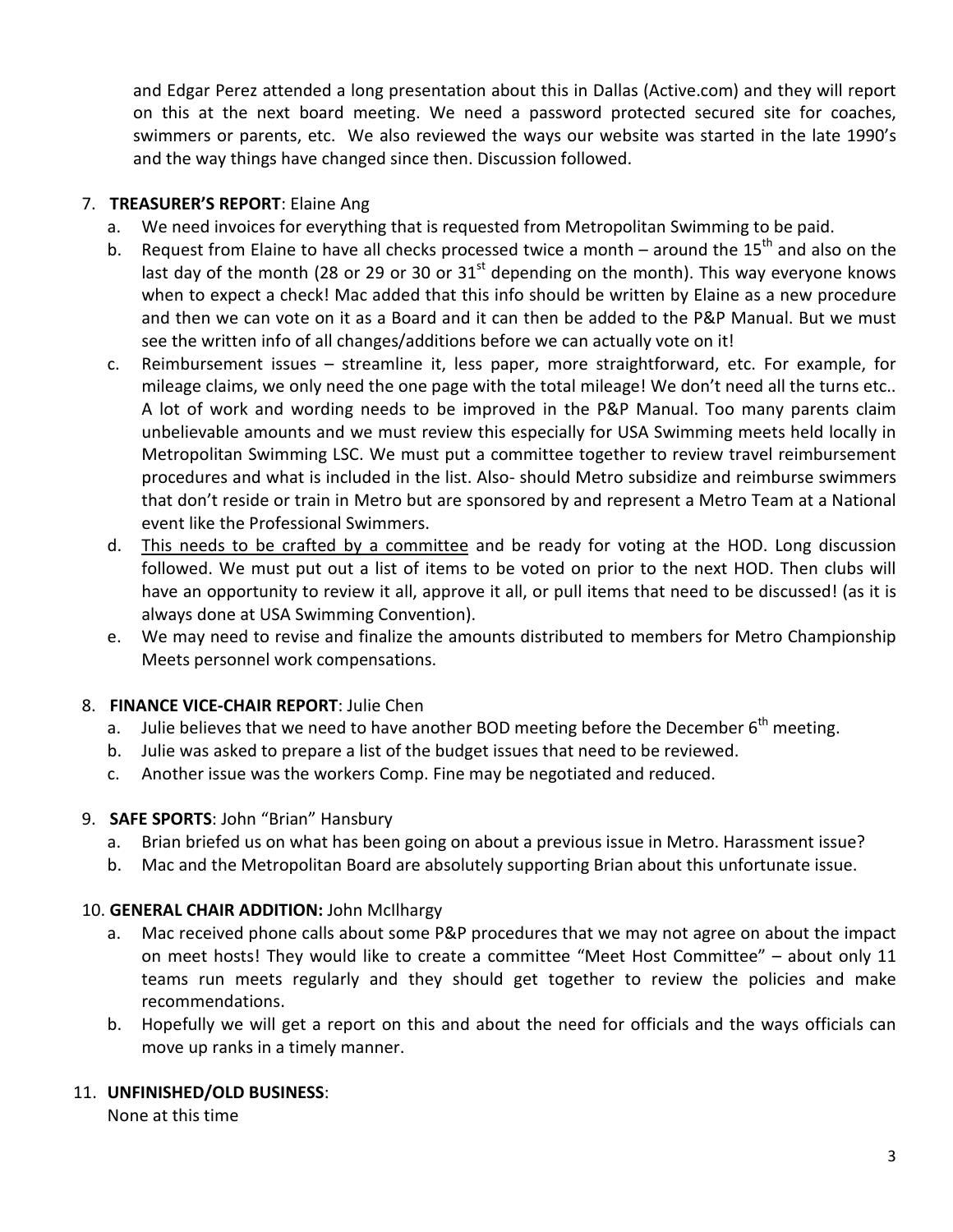and Edgar Perez attended a long presentation about this in Dallas (Active.com) and they will report on this at the next board meeting. We need a password protected secured site for coaches, swimmers or parents, etc. We also reviewed the ways our website was started in the late 1990's and the way things have changed since then. Discussion followed.

7. **TREASURER'S REPORT**: Elaine Ang
   a. We need invoices for everything that is requested from Metropolitan Swimming to be paid.
   b. Request from Elaine to have all checks processed twice a month – around the 15th and also on the last day of the month (28 or 29 or 30 or 31st depending on the month). This way everyone knows when to expect a check! Mac added that this info should be written by Elaine as a new procedure and then we can vote on it as a Board and it can then be added to the P&P Manual. But we must see the written info of all changes/additions before we can actually vote on it!
   c. Reimbursement issues – streamline it, less paper, more straightforward, etc. For example, for mileage claims, we only need the one page with the total mileage! We don't need all the turns etc.. A lot of work and wording needs to be improved in the P&P Manual. Too many parents claim unbelievable amounts and we must review this especially for USA Swimming meets held locally in Metropolitan Swimming LSC. We must put a committee together to review travel reimbursement procedures and what is included in the list. Also- should Metro subsidize and reimburse swimmers that don't reside or train in Metro but are sponsored by and represent a Metro Team at a National event like the Professional Swimmers.
   d. This needs to be crafted by a committee and be ready for voting at the HOD. Long discussion followed. We must put out a list of items to be voted on prior to the next HOD. Then clubs will have an opportunity to review it all, approve it all, or pull items that need to be discussed! (as it is always done at USA Swimming Convention).
   e. We may need to revise and finalize the amounts distributed to members for Metro Championship Meets personnel work compensations.

8. **FINANCE VICE-CHAIR REPORT**: Julie Chen
   a. Julie believes that we need to have another BOD meeting before the December 6th meeting.
   b. Julie was asked to prepare a list of the budget issues that need to be reviewed.
   c. Another issue was the workers Comp. Fine may be negotiated and reduced.

9. **SAFE SPORTS**: John "Brian" Hansbury
   a. Brian briefed us on what has been going on about a previous issue in Metro. Harassment issue?
   b. Mac and the Metropolitan Board are absolutely supporting Brian about this unfortunate issue.

10. **GENERAL CHAIR ADDITION:** John McIlhargy
    a. Mac received phone calls about some P&P procedures that we may not agree on about the impact on meet hosts! They would like to create a committee "Meet Host Committee" – about only 11 teams run meets regularly and they should get together to review the policies and make recommendations.
    b. Hopefully we will get a report on this and about the need for officials and the ways officials can move up ranks in a timely manner.

11. **UNFINISHED/OLD BUSINESS**:
    None at this time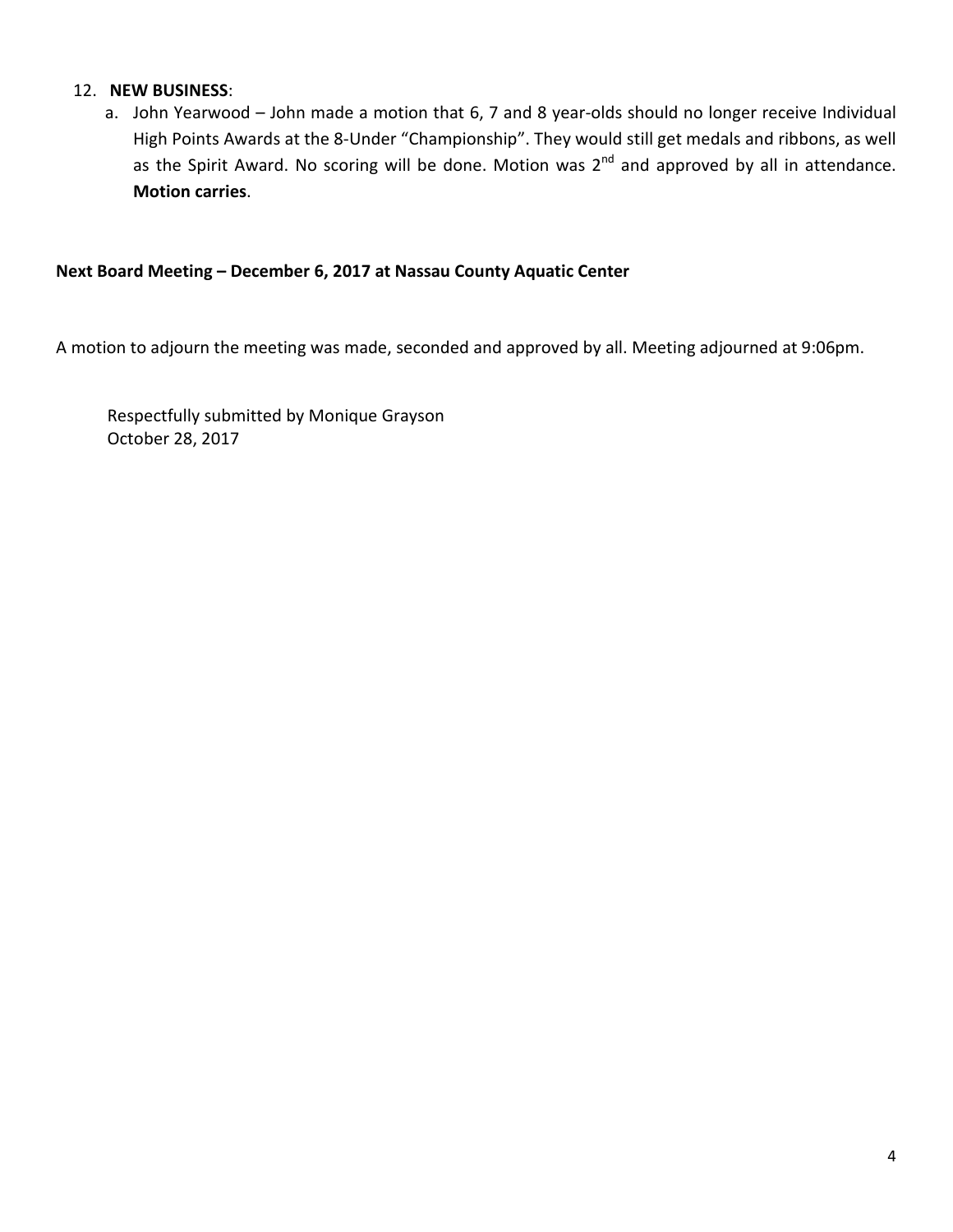12. **NEW BUSINESS**:
    a. John Yearwood – John made a motion that 6, 7 and 8 year-olds should no longer receive Individual High Points Awards at the 8-Under "Championship". They would still get medals and ribbons, as well as the Spirit Award. No scoring will be done. Motion was 2nd and approved by all in attendance. **Motion carries**.

**Next Board Meeting – December 6, 2017 at Nassau County Aquatic Center**

A motion to adjourn the meeting was made, seconded and approved by all. Meeting adjourned at 9:06pm.

Respectfully submitted by Monique Grayson
October 28, 2017